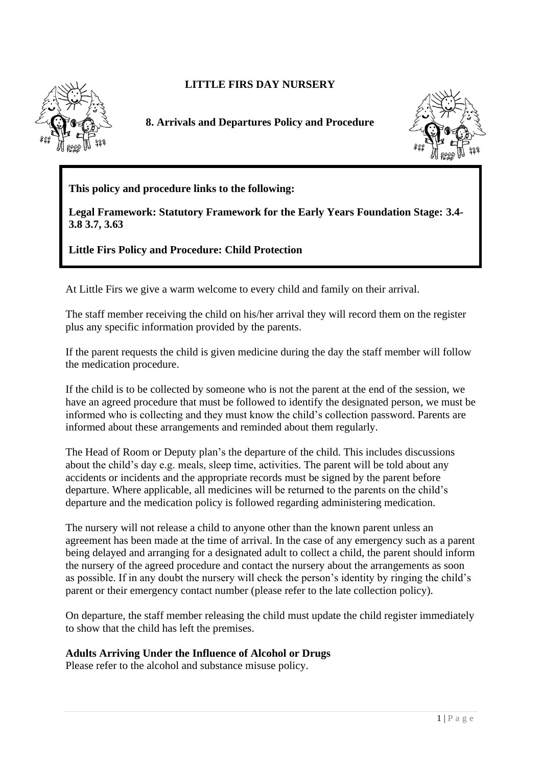# LITTLE FIRS DAY NURSERY

## 8. Arrivals and Departures Policy and Procedure

**This policy and procedure links to the following:**

**Legal Framework: Statutory Framework for the Early Years Foundation Stage: 3.4-3.8 3.7, 3.63**

**Little Firs Policy and Procedure: Child Protection**

At Little Firs we give a warm welcome to every child and family on their arrival.

The staff member receiving the child on his/her arrival they will record them on the register plus any specific information provided by the parents.

If the parent requests the child is given medicine during the day the staff member will follow the medication procedure.

If the child is to be collected by someone who is not the parent at the end of the session, we have an agreed procedure that must be followed to identify the designated person, we must be informed who is collecting and they must know the child's collection password. Parents are informed about these arrangements and reminded about them regularly.

The Head of Room or Deputy plan's the departure of the child. This includes discussions about the child's day e.g. meals, sleep time, activities. The parent will be told about any accidents or incidents and the appropriate records must be signed by the parent before departure. Where applicable, all medicines will be returned to the parents on the child's departure and the medication policy is followed regarding administering medication.

The nursery will not release a child to anyone other than the known parent unless an agreement has been made at the time of arrival. In the case of any emergency such as a parent being delayed and arranging for a designated adult to collect a child, the parent should inform the nursery of the agreed procedure and contact the nursery about the arrangements as soon as possible. If in any doubt the nursery will check the person's identity by ringing the child's parent or their emergency contact number (please refer to the late collection policy).

On departure, the staff member releasing the child must update the child register immediately to show that the child has left the premises.

**Adults Arriving Under the Influence of Alcohol or Drugs**

Please refer to the alcohol and substance misuse policy.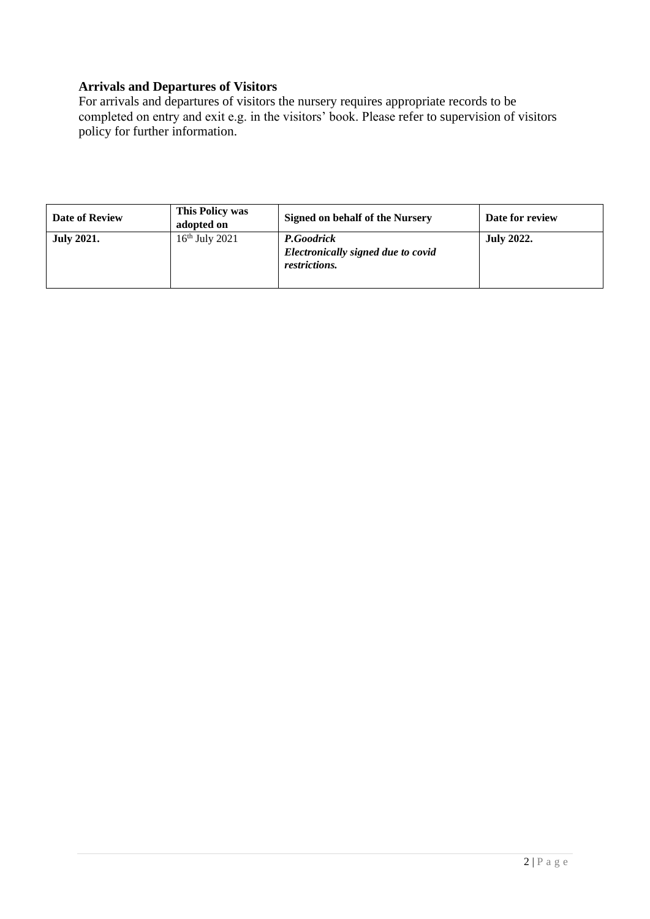## Arrivals and Departures of Visitors

For arrivals and departures of visitors the nursery requires appropriate records to be completed on entry and exit e.g. in the visitors' book. Please refer to supervision of visitors policy for further information.

| Date of Review | This Policy was adopted on | Signed on behalf of the Nursery | Date for review |
|---|---|---|---|
| **July 2021.** | 16th July 2021 | ***P.Goodrick*** ***Electronically signed due to covid restrictions.*** | **July 2022.** |